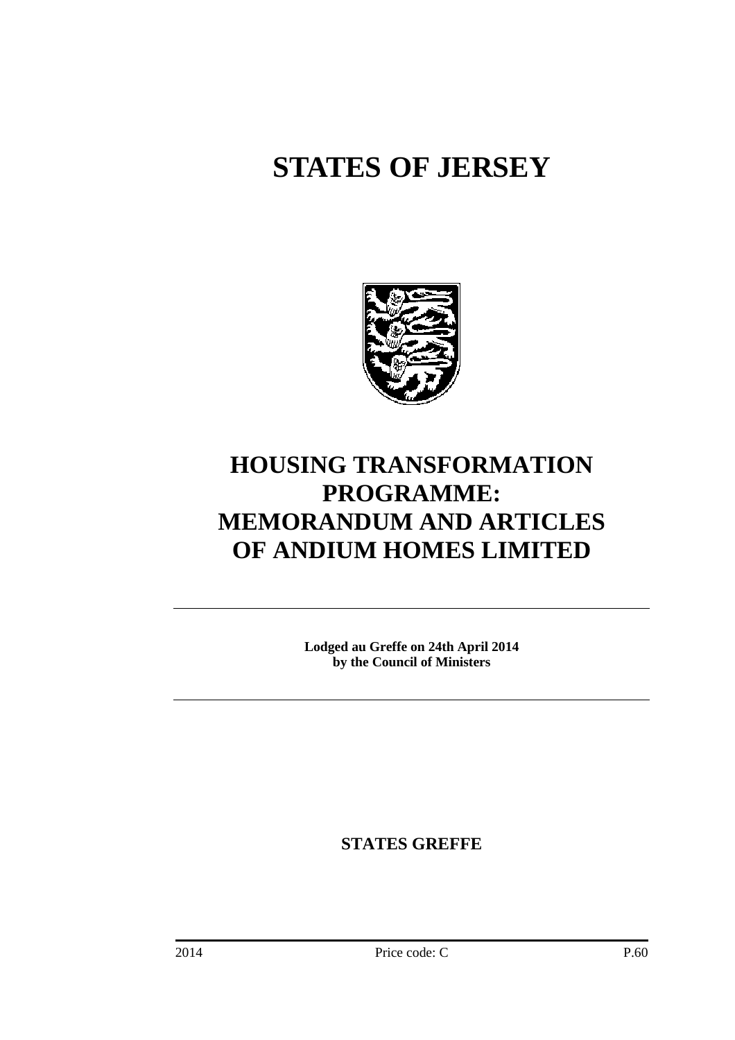# STATES OF JERSEY

# HOUSING TRANSFORMATION PROGRAMME: MEMORANDUM AND ARTICLES OF ANDIUM HOMES LIMITED

---

**Lodged au Greffe on 24th April 2014**
**by the Council of Ministers**

---

**STATES GREFFE**

2014 Price code: C P.60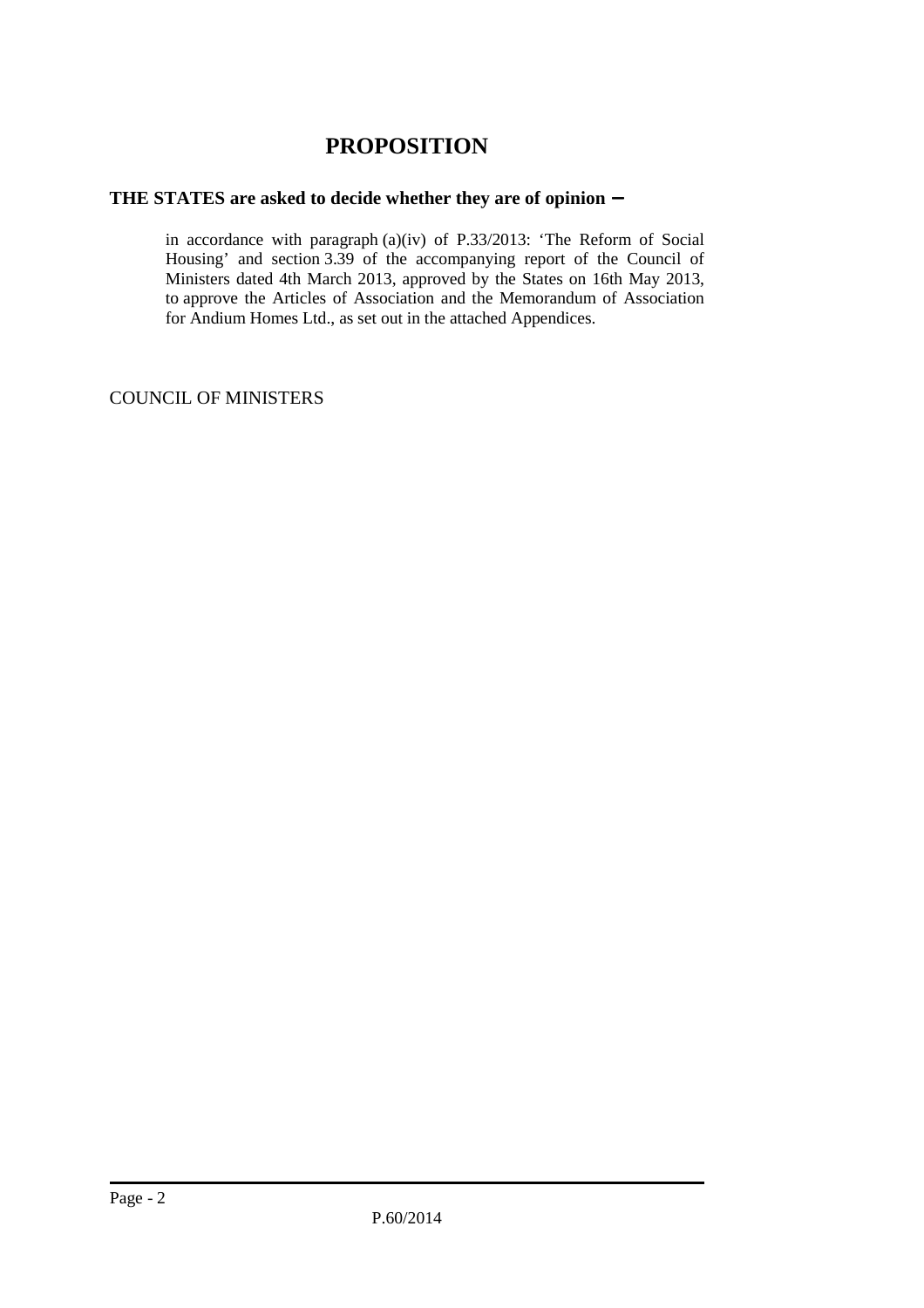# PROPOSITION

**THE STATES are asked to decide whether they are of opinion −**

in accordance with paragraph (a)(iv) of P.33/2013: 'The Reform of Social Housing' and section 3.39 of the accompanying report of the Council of Ministers dated 4th March 2013, approved by the States on 16th May 2013, to approve the Articles of Association and the Memorandum of Association for Andium Homes Ltd., as set out in the attached Appendices.

COUNCIL OF MINISTERS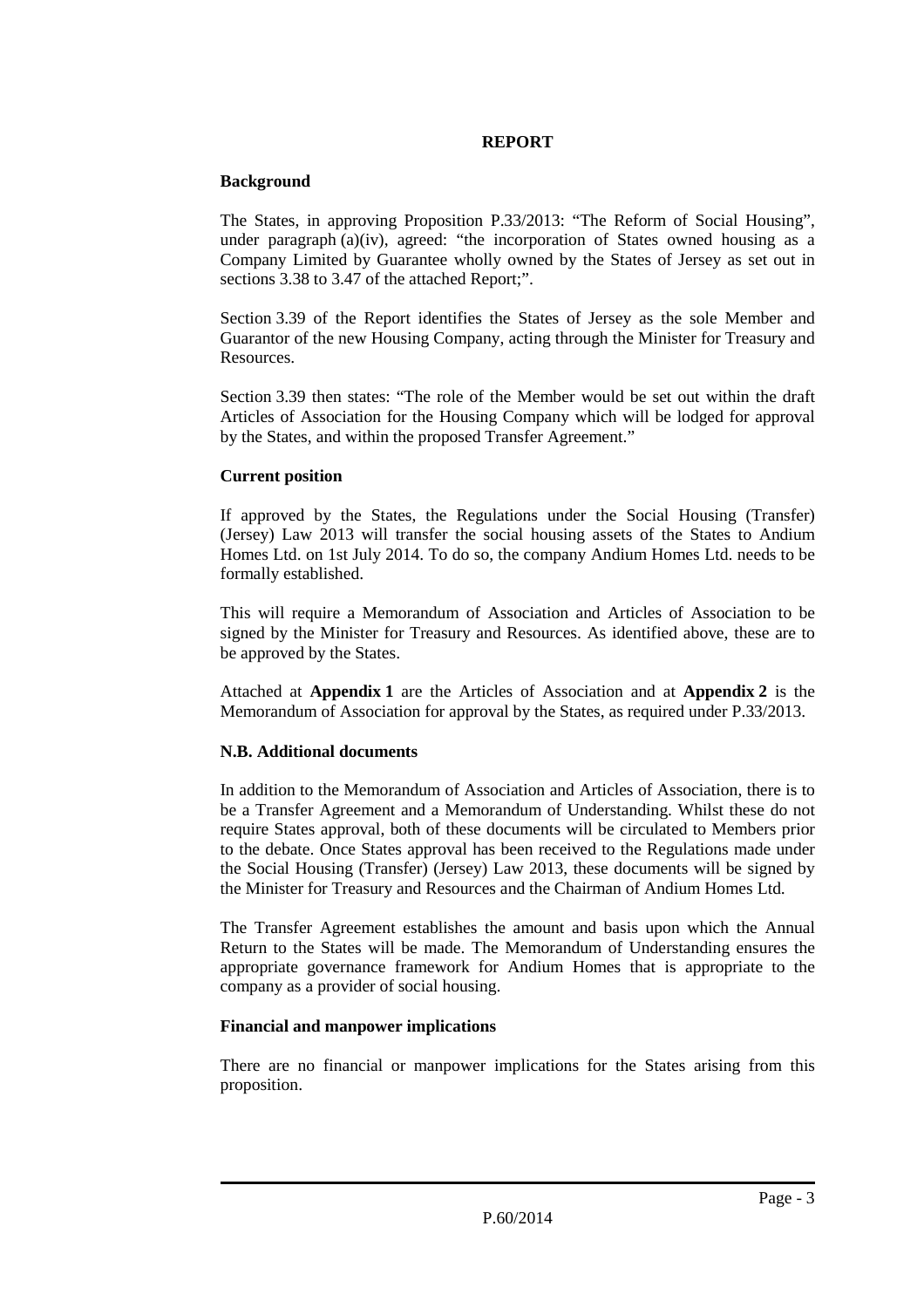# REPORT

## Background

The States, in approving Proposition P.33/2013: "The Reform of Social Housing", under paragraph (a)(iv), agreed: "the incorporation of States owned housing as a Company Limited by Guarantee wholly owned by the States of Jersey as set out in sections 3.38 to 3.47 of the attached Report;".

Section 3.39 of the Report identifies the States of Jersey as the sole Member and Guarantor of the new Housing Company, acting through the Minister for Treasury and Resources.

Section 3.39 then states: "The role of the Member would be set out within the draft Articles of Association for the Housing Company which will be lodged for approval by the States, and within the proposed Transfer Agreement."

## Current position

If approved by the States, the Regulations under the Social Housing (Transfer) (Jersey) Law 2013 will transfer the social housing assets of the States to Andium Homes Ltd. on 1st July 2014. To do so, the company Andium Homes Ltd. needs to be formally established.

This will require a Memorandum of Association and Articles of Association to be signed by the Minister for Treasury and Resources. As identified above, these are to be approved by the States.

Attached at **Appendix 1** are the Articles of Association and at **Appendix 2** is the Memorandum of Association for approval by the States, as required under P.33/2013.

## N.B. Additional documents

In addition to the Memorandum of Association and Articles of Association, there is to be a Transfer Agreement and a Memorandum of Understanding. Whilst these do not require States approval, both of these documents will be circulated to Members prior to the debate. Once States approval has been received to the Regulations made under the Social Housing (Transfer) (Jersey) Law 2013, these documents will be signed by the Minister for Treasury and Resources and the Chairman of Andium Homes Ltd.

The Transfer Agreement establishes the amount and basis upon which the Annual Return to the States will be made. The Memorandum of Understanding ensures the appropriate governance framework for Andium Homes that is appropriate to the company as a provider of social housing.

## Financial and manpower implications

There are no financial or manpower implications for the States arising from this proposition.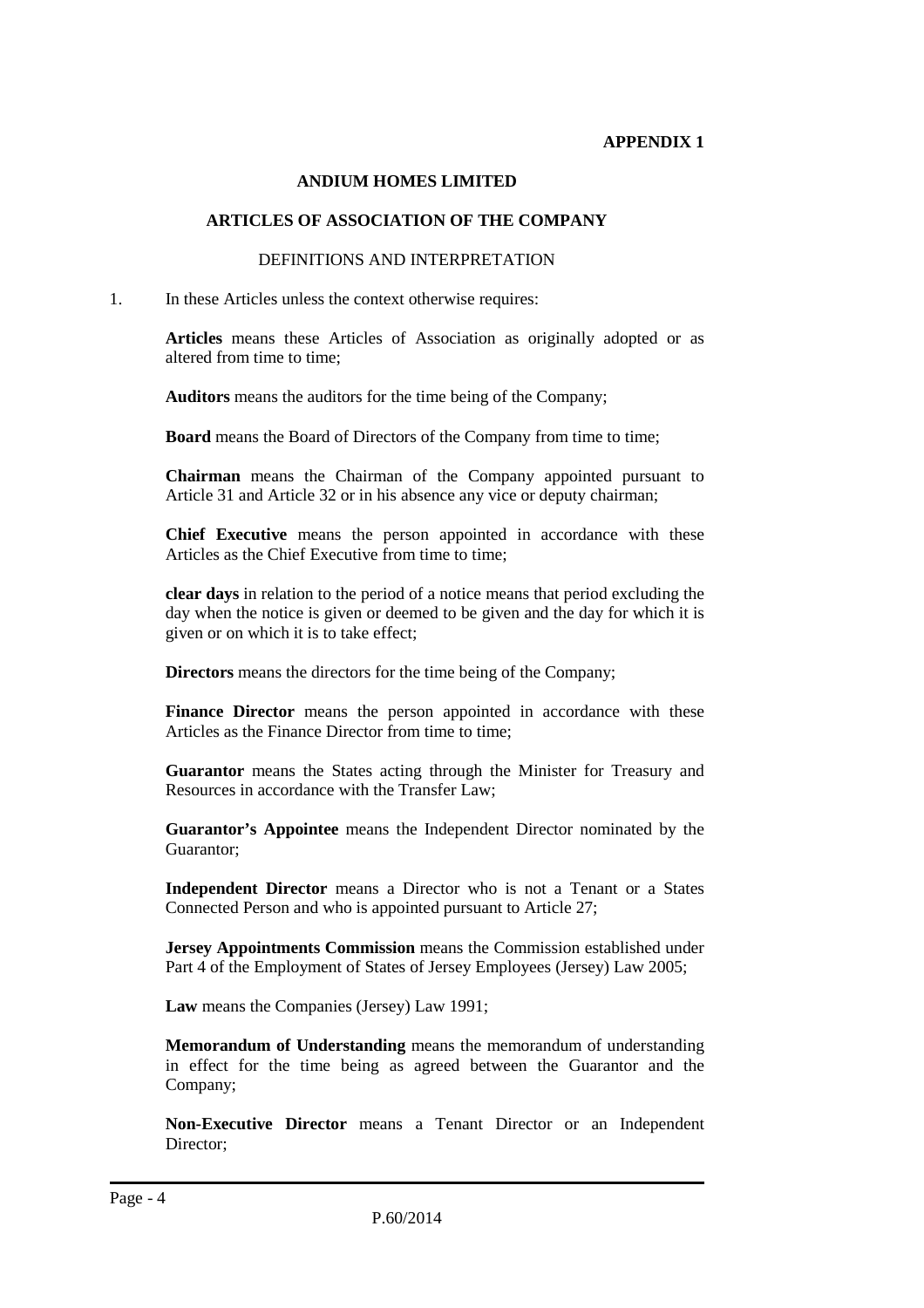**APPENDIX 1**

**ANDIUM HOMES LIMITED**

**ARTICLES OF ASSOCIATION OF THE COMPANY**

DEFINITIONS AND INTERPRETATION

1. In these Articles unless the context otherwise requires:

**Articles** means these Articles of Association as originally adopted or as altered from time to time;

**Auditors** means the auditors for the time being of the Company;

**Board** means the Board of Directors of the Company from time to time;

**Chairman** means the Chairman of the Company appointed pursuant to Article 31 and Article 32 or in his absence any vice or deputy chairman;

**Chief Executive** means the person appointed in accordance with these Articles as the Chief Executive from time to time;

**clear days** in relation to the period of a notice means that period excluding the day when the notice is given or deemed to be given and the day for which it is given or on which it is to take effect;

**Directors** means the directors for the time being of the Company;

**Finance Director** means the person appointed in accordance with these Articles as the Finance Director from time to time;

**Guarantor** means the States acting through the Minister for Treasury and Resources in accordance with the Transfer Law;

**Guarantor's Appointee** means the Independent Director nominated by the Guarantor;

**Independent Director** means a Director who is not a Tenant or a States Connected Person and who is appointed pursuant to Article 27;

**Jersey Appointments Commission** means the Commission established under Part 4 of the Employment of States of Jersey Employees (Jersey) Law 2005;

**Law** means the Companies (Jersey) Law 1991;

**Memorandum of Understanding** means the memorandum of understanding in effect for the time being as agreed between the Guarantor and the Company;

**Non-Executive Director** means a Tenant Director or an Independent Director;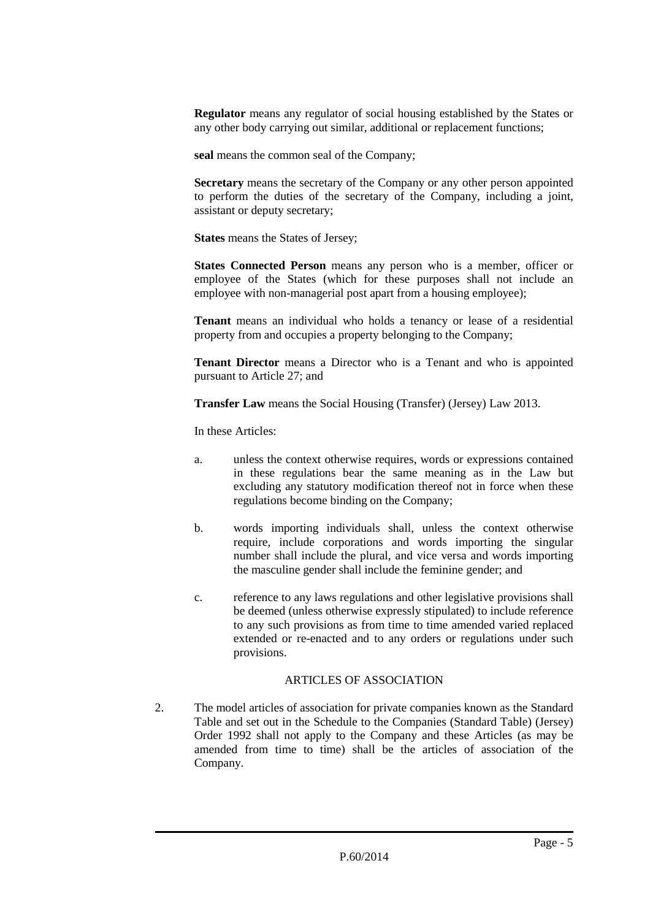**Regulator** means any regulator of social housing established by the States or any other body carrying out similar, additional or replacement functions;

**seal** means the common seal of the Company;

**Secretary** means the secretary of the Company or any other person appointed to perform the duties of the secretary of the Company, including a joint, assistant or deputy secretary;

**States** means the States of Jersey;

**States Connected Person** means any person who is a member, officer or employee of the States (which for these purposes shall not include an employee with non-managerial post apart from a housing employee);

**Tenant** means an individual who holds a tenancy or lease of a residential property from and occupies a property belonging to the Company;

**Tenant Director** means a Director who is a Tenant and who is appointed pursuant to Article 27; and

**Transfer Law** means the Social Housing (Transfer) (Jersey) Law 2013.

In these Articles:

a. unless the context otherwise requires, words or expressions contained in these regulations bear the same meaning as in the Law but excluding any statutory modification thereof not in force when these regulations become binding on the Company;

b. words importing individuals shall, unless the context otherwise require, include corporations and words importing the singular number shall include the plural, and vice versa and words importing the masculine gender shall include the feminine gender; and

c. reference to any laws regulations and other legislative provisions shall be deemed (unless otherwise expressly stipulated) to include reference to any such provisions as from time to time amended varied replaced extended or re-enacted and to any orders or regulations under such provisions.

## ARTICLES OF ASSOCIATION

2. The model articles of association for private companies known as the Standard Table and set out in the Schedule to the Companies (Standard Table) (Jersey) Order 1992 shall not apply to the Company and these Articles (as may be amended from time to time) shall be the articles of association of the Company.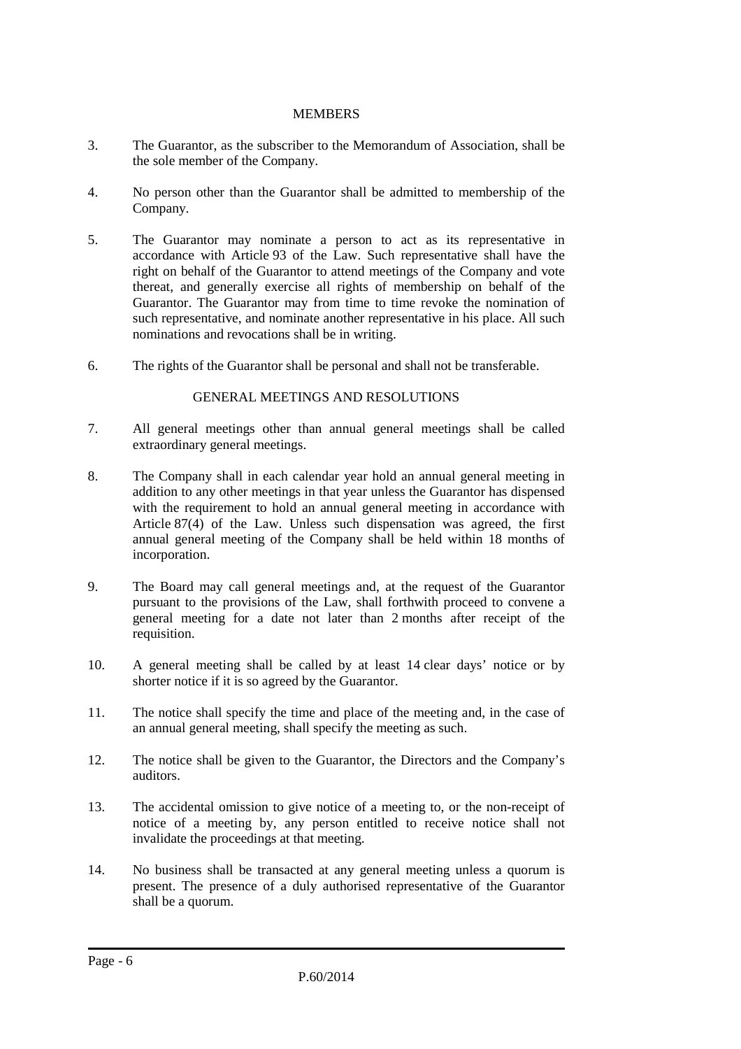## MEMBERS

3. The Guarantor, as the subscriber to the Memorandum of Association, shall be the sole member of the Company.

4. No person other than the Guarantor shall be admitted to membership of the Company.

5. The Guarantor may nominate a person to act as its representative in accordance with Article 93 of the Law. Such representative shall have the right on behalf of the Guarantor to attend meetings of the Company and vote thereat, and generally exercise all rights of membership on behalf of the Guarantor. The Guarantor may from time to time revoke the nomination of such representative, and nominate another representative in his place. All such nominations and revocations shall be in writing.

6. The rights of the Guarantor shall be personal and shall not be transferable.

## GENERAL MEETINGS AND RESOLUTIONS

7. All general meetings other than annual general meetings shall be called extraordinary general meetings.

8. The Company shall in each calendar year hold an annual general meeting in addition to any other meetings in that year unless the Guarantor has dispensed with the requirement to hold an annual general meeting in accordance with Article 87(4) of the Law. Unless such dispensation was agreed, the first annual general meeting of the Company shall be held within 18 months of incorporation.

9. The Board may call general meetings and, at the request of the Guarantor pursuant to the provisions of the Law, shall forthwith proceed to convene a general meeting for a date not later than 2 months after receipt of the requisition.

10. A general meeting shall be called by at least 14 clear days' notice or by shorter notice if it is so agreed by the Guarantor.

11. The notice shall specify the time and place of the meeting and, in the case of an annual general meeting, shall specify the meeting as such.

12. The notice shall be given to the Guarantor, the Directors and the Company's auditors.

13. The accidental omission to give notice of a meeting to, or the non-receipt of notice of a meeting by, any person entitled to receive notice shall not invalidate the proceedings at that meeting.

14. No business shall be transacted at any general meeting unless a quorum is present. The presence of a duly authorised representative of the Guarantor shall be a quorum.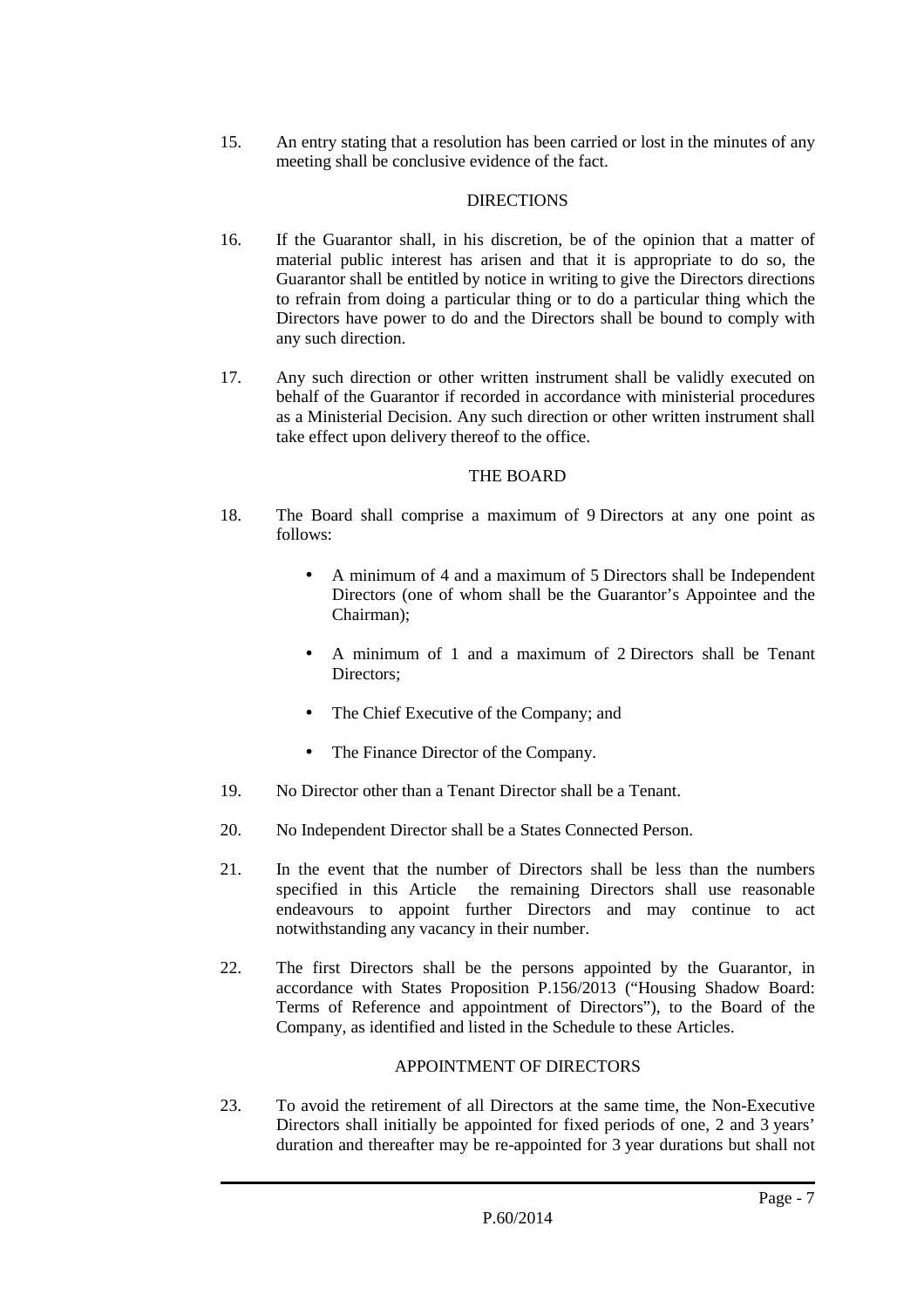15. An entry stating that a resolution has been carried or lost in the minutes of any meeting shall be conclusive evidence of the fact.

## DIRECTIONS

16. If the Guarantor shall, in his discretion, be of the opinion that a matter of material public interest has arisen and that it is appropriate to do so, the Guarantor shall be entitled by notice in writing to give the Directors directions to refrain from doing a particular thing or to do a particular thing which the Directors have power to do and the Directors shall be bound to comply with any such direction.

17. Any such direction or other written instrument shall be validly executed on behalf of the Guarantor if recorded in accordance with ministerial procedures as a Ministerial Decision. Any such direction or other written instrument shall take effect upon delivery thereof to the office.

## THE BOARD

18. The Board shall comprise a maximum of 9 Directors at any one point as follows:

    - A minimum of 4 and a maximum of 5 Directors shall be Independent Directors (one of whom shall be the Guarantor's Appointee and the Chairman);
    - A minimum of 1 and a maximum of 2 Directors shall be Tenant Directors;
    - The Chief Executive of the Company; and
    - The Finance Director of the Company.

19. No Director other than a Tenant Director shall be a Tenant.

20. No Independent Director shall be a States Connected Person.

21. In the event that the number of Directors shall be less than the numbers specified in this Article the remaining Directors shall use reasonable endeavours to appoint further Directors and may continue to act notwithstanding any vacancy in their number.

22. The first Directors shall be the persons appointed by the Guarantor, in accordance with States Proposition P.156/2013 ("Housing Shadow Board: Terms of Reference and appointment of Directors"), to the Board of the Company, as identified and listed in the Schedule to these Articles.

## APPOINTMENT OF DIRECTORS

23. To avoid the retirement of all Directors at the same time, the Non-Executive Directors shall initially be appointed for fixed periods of one, 2 and 3 years' duration and thereafter may be re-appointed for 3 year durations but shall not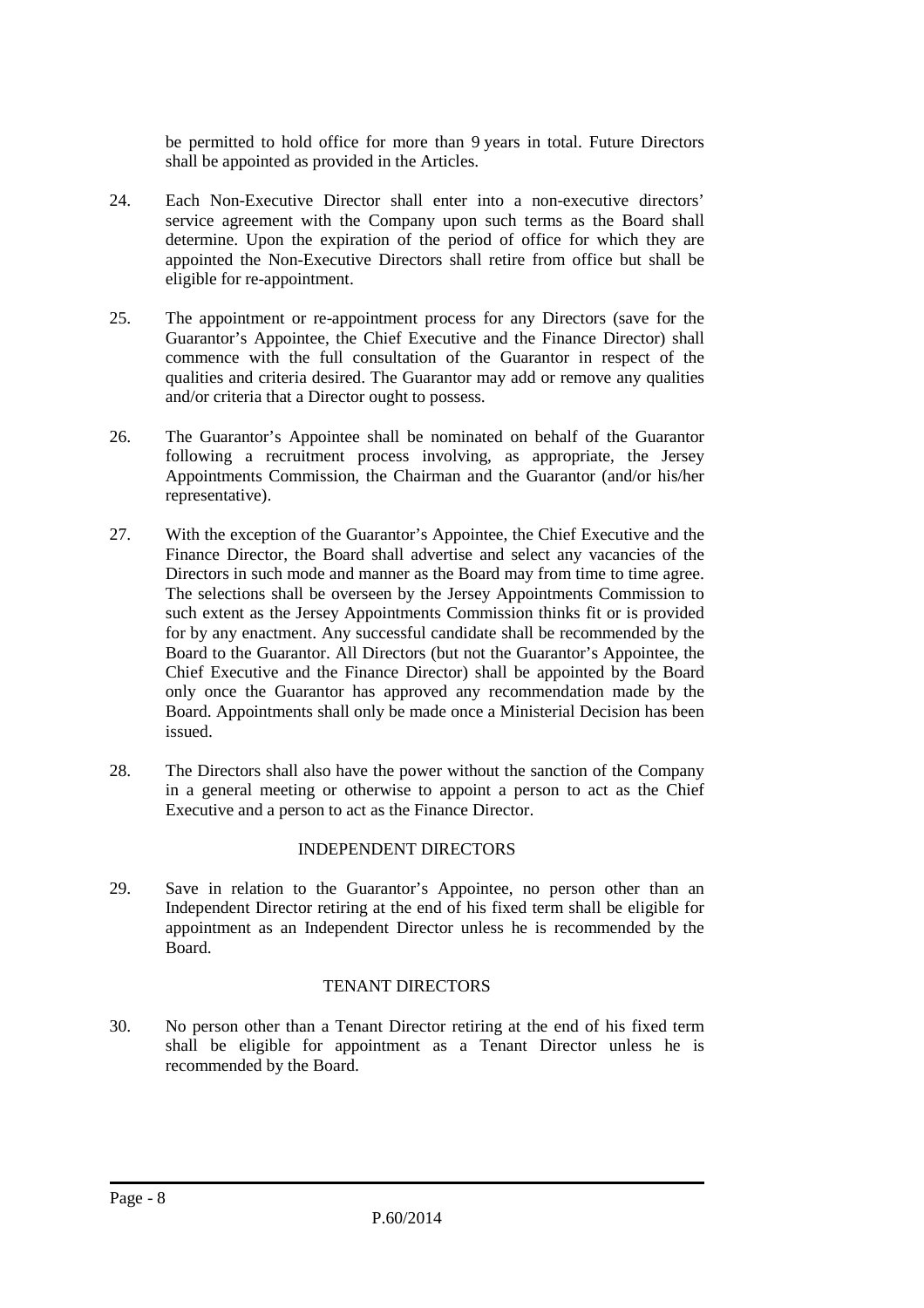be permitted to hold office for more than 9 years in total. Future Directors shall be appointed as provided in the Articles.

24. Each Non-Executive Director shall enter into a non-executive directors' service agreement with the Company upon such terms as the Board shall determine. Upon the expiration of the period of office for which they are appointed the Non-Executive Directors shall retire from office but shall be eligible for re-appointment.

25. The appointment or re-appointment process for any Directors (save for the Guarantor's Appointee, the Chief Executive and the Finance Director) shall commence with the full consultation of the Guarantor in respect of the qualities and criteria desired. The Guarantor may add or remove any qualities and/or criteria that a Director ought to possess.

26. The Guarantor's Appointee shall be nominated on behalf of the Guarantor following a recruitment process involving, as appropriate, the Jersey Appointments Commission, the Chairman and the Guarantor (and/or his/her representative).

27. With the exception of the Guarantor's Appointee, the Chief Executive and the Finance Director, the Board shall advertise and select any vacancies of the Directors in such mode and manner as the Board may from time to time agree. The selections shall be overseen by the Jersey Appointments Commission to such extent as the Jersey Appointments Commission thinks fit or is provided for by any enactment. Any successful candidate shall be recommended by the Board to the Guarantor. All Directors (but not the Guarantor's Appointee, the Chief Executive and the Finance Director) shall be appointed by the Board only once the Guarantor has approved any recommendation made by the Board. Appointments shall only be made once a Ministerial Decision has been issued.

28. The Directors shall also have the power without the sanction of the Company in a general meeting or otherwise to appoint a person to act as the Chief Executive and a person to act as the Finance Director.

## INDEPENDENT DIRECTORS

29. Save in relation to the Guarantor's Appointee, no person other than an Independent Director retiring at the end of his fixed term shall be eligible for appointment as an Independent Director unless he is recommended by the Board.

## TENANT DIRECTORS

30. No person other than a Tenant Director retiring at the end of his fixed term shall be eligible for appointment as a Tenant Director unless he is recommended by the Board.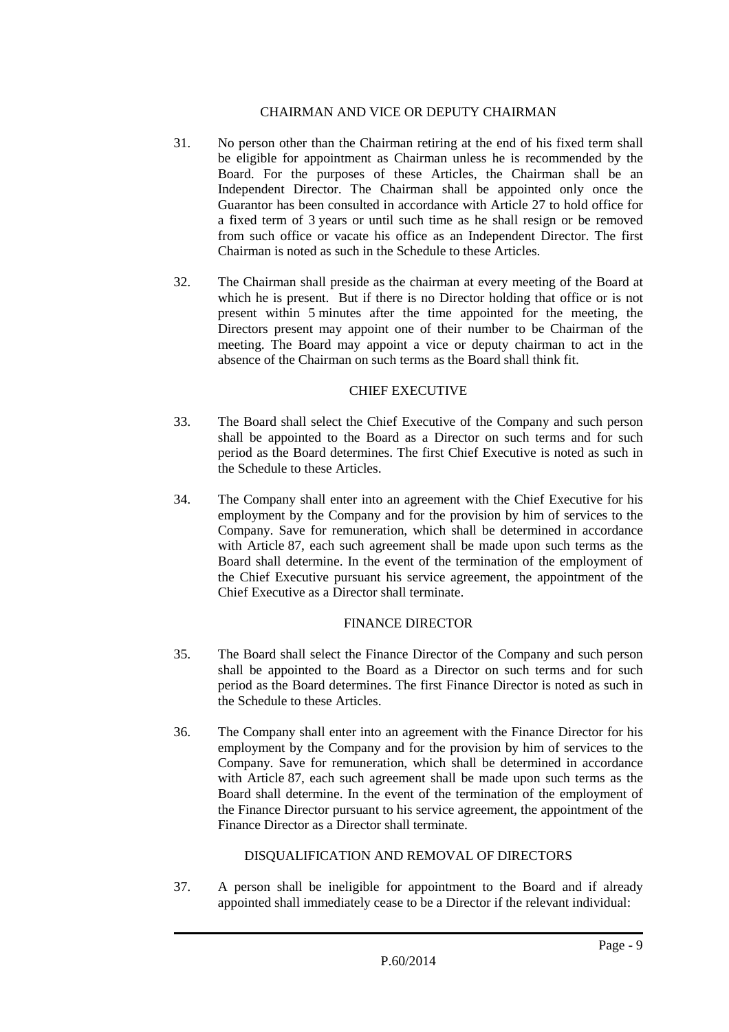## CHAIRMAN AND VICE OR DEPUTY CHAIRMAN

31. No person other than the Chairman retiring at the end of his fixed term shall be eligible for appointment as Chairman unless he is recommended by the Board. For the purposes of these Articles, the Chairman shall be an Independent Director. The Chairman shall be appointed only once the Guarantor has been consulted in accordance with Article 27 to hold office for a fixed term of 3 years or until such time as he shall resign or be removed from such office or vacate his office as an Independent Director. The first Chairman is noted as such in the Schedule to these Articles.

32. The Chairman shall preside as the chairman at every meeting of the Board at which he is present. But if there is no Director holding that office or is not present within 5 minutes after the time appointed for the meeting, the Directors present may appoint one of their number to be Chairman of the meeting. The Board may appoint a vice or deputy chairman to act in the absence of the Chairman on such terms as the Board shall think fit.

## CHIEF EXECUTIVE

33. The Board shall select the Chief Executive of the Company and such person shall be appointed to the Board as a Director on such terms and for such period as the Board determines. The first Chief Executive is noted as such in the Schedule to these Articles.

34. The Company shall enter into an agreement with the Chief Executive for his employment by the Company and for the provision by him of services to the Company. Save for remuneration, which shall be determined in accordance with Article 87, each such agreement shall be made upon such terms as the Board shall determine. In the event of the termination of the employment of the Chief Executive pursuant his service agreement, the appointment of the Chief Executive as a Director shall terminate.

## FINANCE DIRECTOR

35. The Board shall select the Finance Director of the Company and such person shall be appointed to the Board as a Director on such terms and for such period as the Board determines. The first Finance Director is noted as such in the Schedule to these Articles.

36. The Company shall enter into an agreement with the Finance Director for his employment by the Company and for the provision by him of services to the Company. Save for remuneration, which shall be determined in accordance with Article 87, each such agreement shall be made upon such terms as the Board shall determine. In the event of the termination of the employment of the Finance Director pursuant to his service agreement, the appointment of the Finance Director as a Director shall terminate.

## DISQUALIFICATION AND REMOVAL OF DIRECTORS

37. A person shall be ineligible for appointment to the Board and if already appointed shall immediately cease to be a Director if the relevant individual: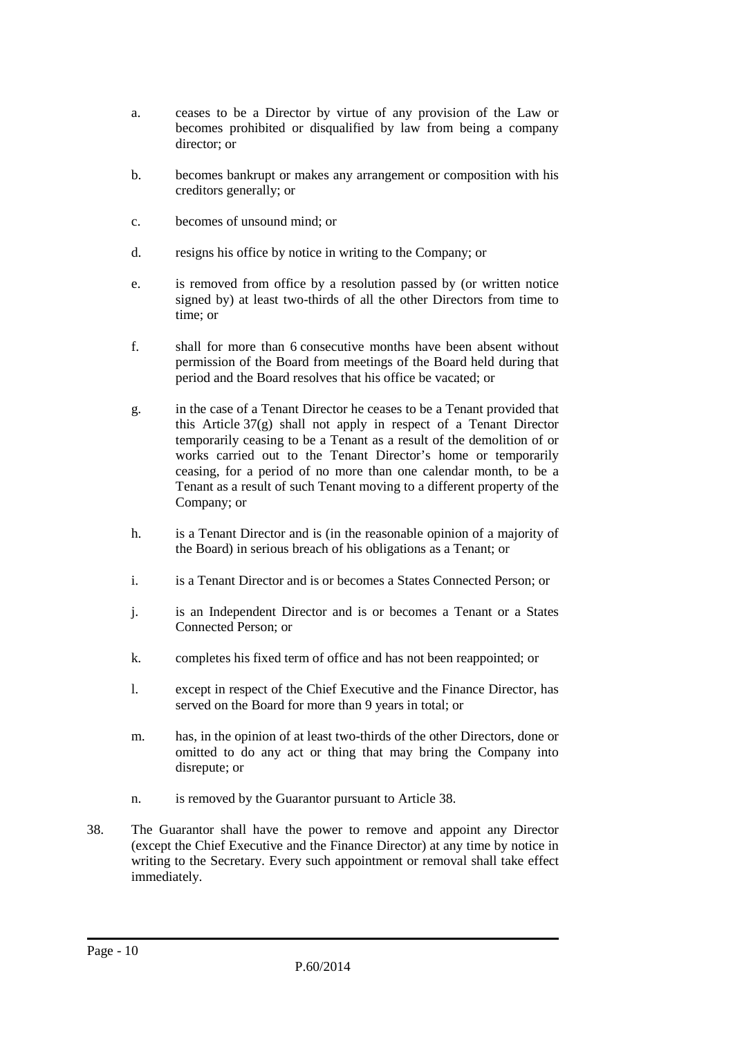a. ceases to be a Director by virtue of any provision of the Law or becomes prohibited or disqualified by law from being a company director; or

b. becomes bankrupt or makes any arrangement or composition with his creditors generally; or

c. becomes of unsound mind; or

d. resigns his office by notice in writing to the Company; or

e. is removed from office by a resolution passed by (or written notice signed by) at least two-thirds of all the other Directors from time to time; or

f. shall for more than 6 consecutive months have been absent without permission of the Board from meetings of the Board held during that period and the Board resolves that his office be vacated; or

g. in the case of a Tenant Director he ceases to be a Tenant provided that this Article 37(g) shall not apply in respect of a Tenant Director temporarily ceasing to be a Tenant as a result of the demolition of or works carried out to the Tenant Director's home or temporarily ceasing, for a period of no more than one calendar month, to be a Tenant as a result of such Tenant moving to a different property of the Company; or

h. is a Tenant Director and is (in the reasonable opinion of a majority of the Board) in serious breach of his obligations as a Tenant; or

i. is a Tenant Director and is or becomes a States Connected Person; or

j. is an Independent Director and is or becomes a Tenant or a States Connected Person; or

k. completes his fixed term of office and has not been reappointed; or

l. except in respect of the Chief Executive and the Finance Director, has served on the Board for more than 9 years in total; or

m. has, in the opinion of at least two-thirds of the other Directors, done or omitted to do any act or thing that may bring the Company into disrepute; or

n. is removed by the Guarantor pursuant to Article 38.

38. The Guarantor shall have the power to remove and appoint any Director (except the Chief Executive and the Finance Director) at any time by notice in writing to the Secretary. Every such appointment or removal shall take effect immediately.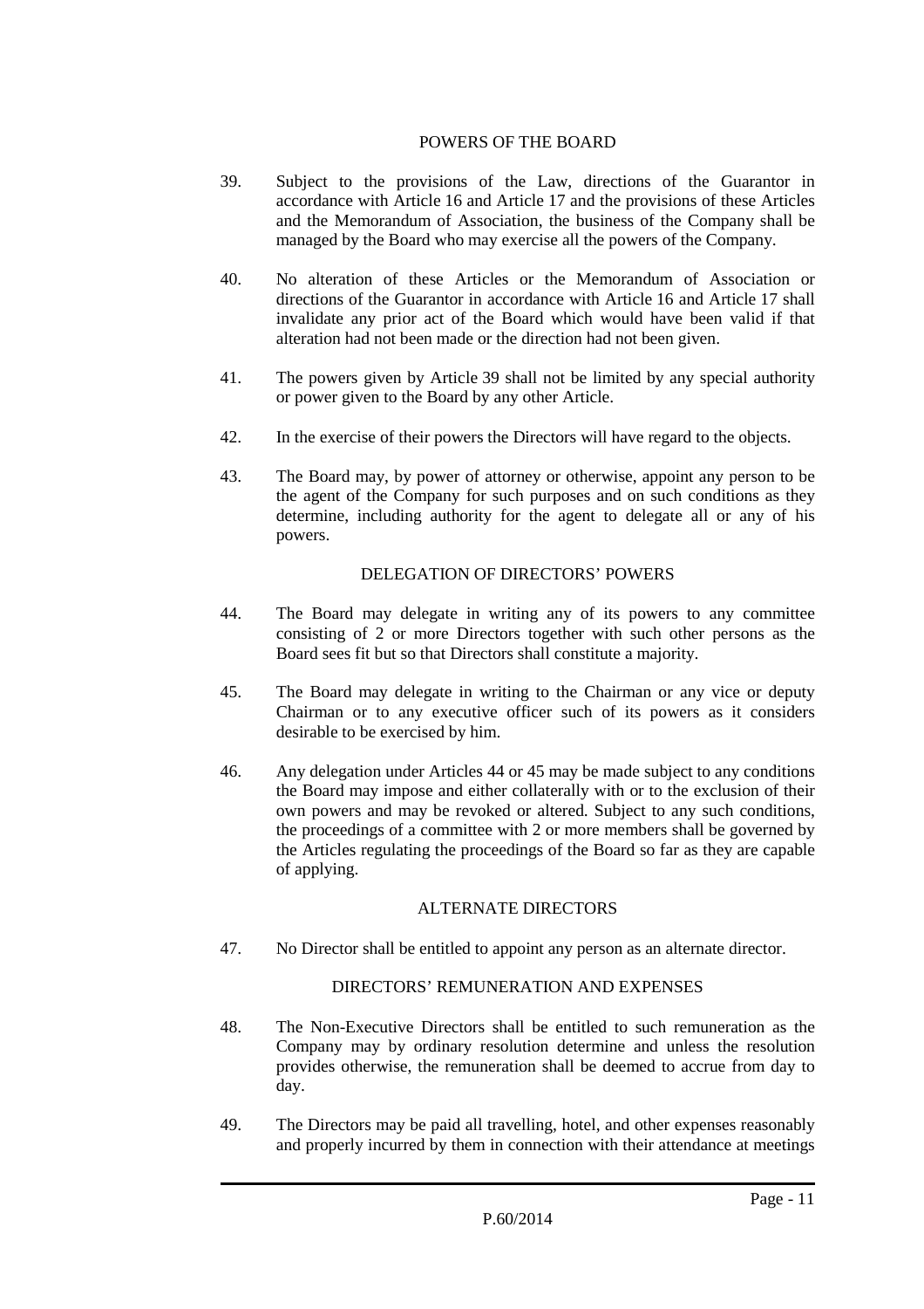## POWERS OF THE BOARD

39. Subject to the provisions of the Law, directions of the Guarantor in accordance with Article 16 and Article 17 and the provisions of these Articles and the Memorandum of Association, the business of the Company shall be managed by the Board who may exercise all the powers of the Company.

40. No alteration of these Articles or the Memorandum of Association or directions of the Guarantor in accordance with Article 16 and Article 17 shall invalidate any prior act of the Board which would have been valid if that alteration had not been made or the direction had not been given.

41. The powers given by Article 39 shall not be limited by any special authority or power given to the Board by any other Article.

42. In the exercise of their powers the Directors will have regard to the objects.

43. The Board may, by power of attorney or otherwise, appoint any person to be the agent of the Company for such purposes and on such conditions as they determine, including authority for the agent to delegate all or any of his powers.

## DELEGATION OF DIRECTORS' POWERS

44. The Board may delegate in writing any of its powers to any committee consisting of 2 or more Directors together with such other persons as the Board sees fit but so that Directors shall constitute a majority.

45. The Board may delegate in writing to the Chairman or any vice or deputy Chairman or to any executive officer such of its powers as it considers desirable to be exercised by him.

46. Any delegation under Articles 44 or 45 may be made subject to any conditions the Board may impose and either collaterally with or to the exclusion of their own powers and may be revoked or altered. Subject to any such conditions, the proceedings of a committee with 2 or more members shall be governed by the Articles regulating the proceedings of the Board so far as they are capable of applying.

## ALTERNATE DIRECTORS

47. No Director shall be entitled to appoint any person as an alternate director.

## DIRECTORS' REMUNERATION AND EXPENSES

48. The Non-Executive Directors shall be entitled to such remuneration as the Company may by ordinary resolution determine and unless the resolution provides otherwise, the remuneration shall be deemed to accrue from day to day.

49. The Directors may be paid all travelling, hotel, and other expenses reasonably and properly incurred by them in connection with their attendance at meetings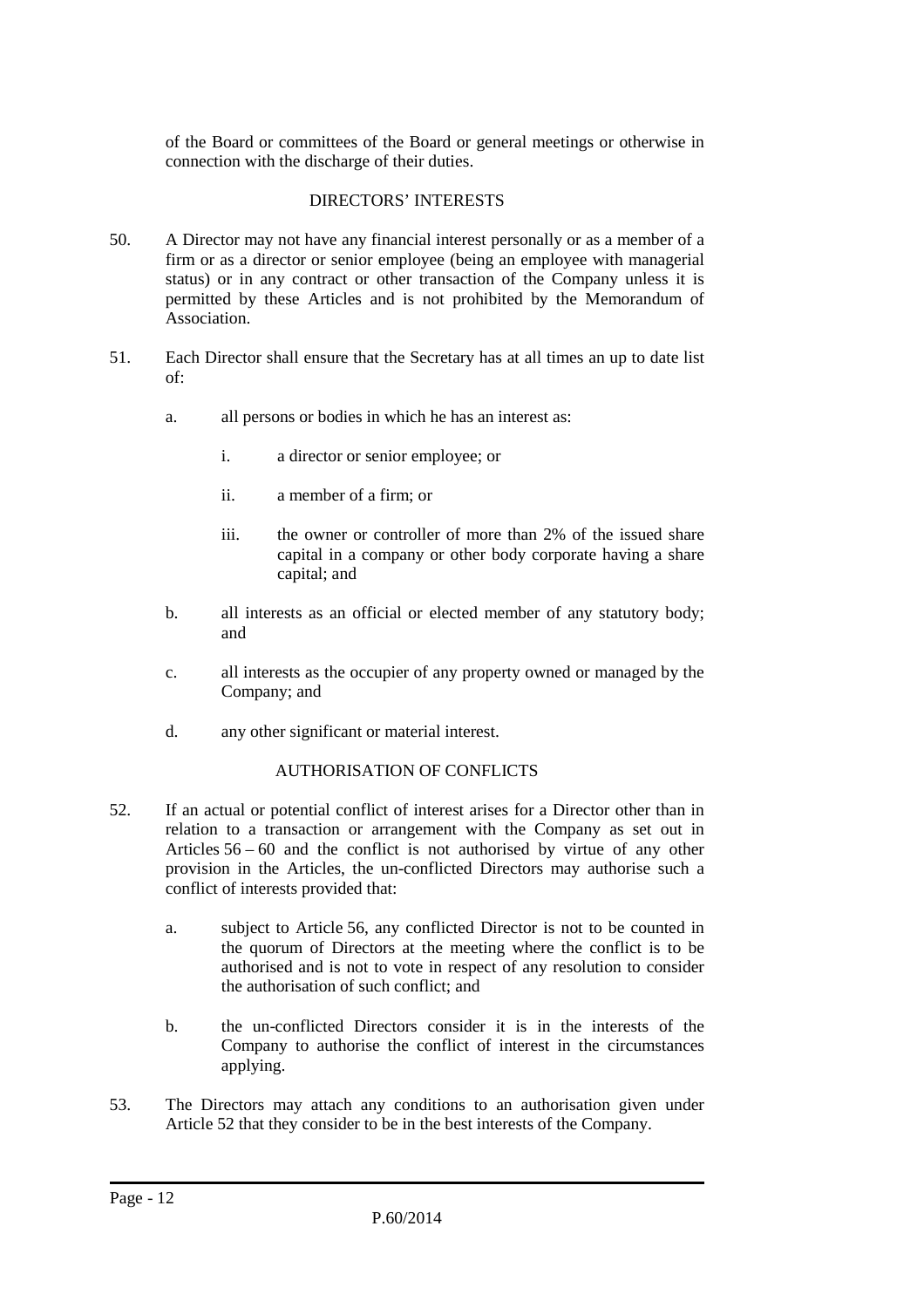of the Board or committees of the Board or general meetings or otherwise in connection with the discharge of their duties.

## DIRECTORS' INTERESTS

50. A Director may not have any financial interest personally or as a member of a firm or as a director or senior employee (being an employee with managerial status) or in any contract or other transaction of the Company unless it is permitted by these Articles and is not prohibited by the Memorandum of Association.

51. Each Director shall ensure that the Secretary has at all times an up to date list of:

    a. all persons or bodies in which he has an interest as:

        i. a director or senior employee; or

        ii. a member of a firm; or

        iii. the owner or controller of more than 2% of the issued share capital in a company or other body corporate having a share capital; and

    b. all interests as an official or elected member of any statutory body; and

    c. all interests as the occupier of any property owned or managed by the Company; and

    d. any other significant or material interest.

## AUTHORISATION OF CONFLICTS

52. If an actual or potential conflict of interest arises for a Director other than in relation to a transaction or arrangement with the Company as set out in Articles 56 – 60 and the conflict is not authorised by virtue of any other provision in the Articles, the un-conflicted Directors may authorise such a conflict of interests provided that:

    a. subject to Article 56, any conflicted Director is not to be counted in the quorum of Directors at the meeting where the conflict is to be authorised and is not to vote in respect of any resolution to consider the authorisation of such conflict; and

    b. the un-conflicted Directors consider it is in the interests of the Company to authorise the conflict of interest in the circumstances applying.

53. The Directors may attach any conditions to an authorisation given under Article 52 that they consider to be in the best interests of the Company.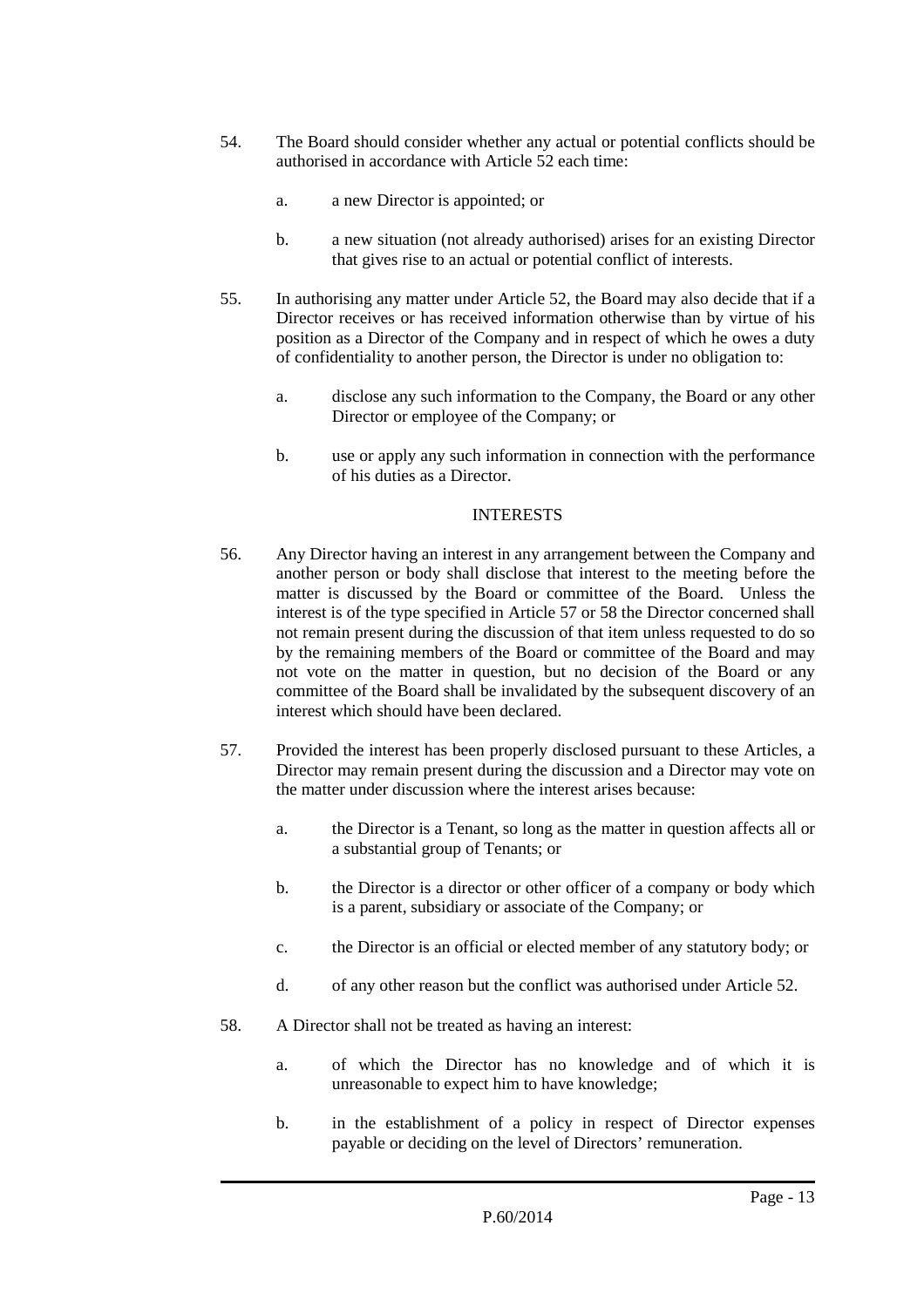54. The Board should consider whether any actual or potential conflicts should be authorised in accordance with Article 52 each time:

    a. a new Director is appointed; or

    b. a new situation (not already authorised) arises for an existing Director that gives rise to an actual or potential conflict of interests.

55. In authorising any matter under Article 52, the Board may also decide that if a Director receives or has received information otherwise than by virtue of his position as a Director of the Company and in respect of which he owes a duty of confidentiality to another person, the Director is under no obligation to:

    a. disclose any such information to the Company, the Board or any other Director or employee of the Company; or

    b. use or apply any such information in connection with the performance of his duties as a Director.

## INTERESTS

56. Any Director having an interest in any arrangement between the Company and another person or body shall disclose that interest to the meeting before the matter is discussed by the Board or committee of the Board. Unless the interest is of the type specified in Article 57 or 58 the Director concerned shall not remain present during the discussion of that item unless requested to do so by the remaining members of the Board or committee of the Board and may not vote on the matter in question, but no decision of the Board or any committee of the Board shall be invalidated by the subsequent discovery of an interest which should have been declared.

57. Provided the interest has been properly disclosed pursuant to these Articles, a Director may remain present during the discussion and a Director may vote on the matter under discussion where the interest arises because:

    a. the Director is a Tenant, so long as the matter in question affects all or a substantial group of Tenants; or

    b. the Director is a director or other officer of a company or body which is a parent, subsidiary or associate of the Company; or

    c. the Director is an official or elected member of any statutory body; or

    d. of any other reason but the conflict was authorised under Article 52.

58. A Director shall not be treated as having an interest:

    a. of which the Director has no knowledge and of which it is unreasonable to expect him to have knowledge;

    b. in the establishment of a policy in respect of Director expenses payable or deciding on the level of Directors' remuneration.

P.60/2014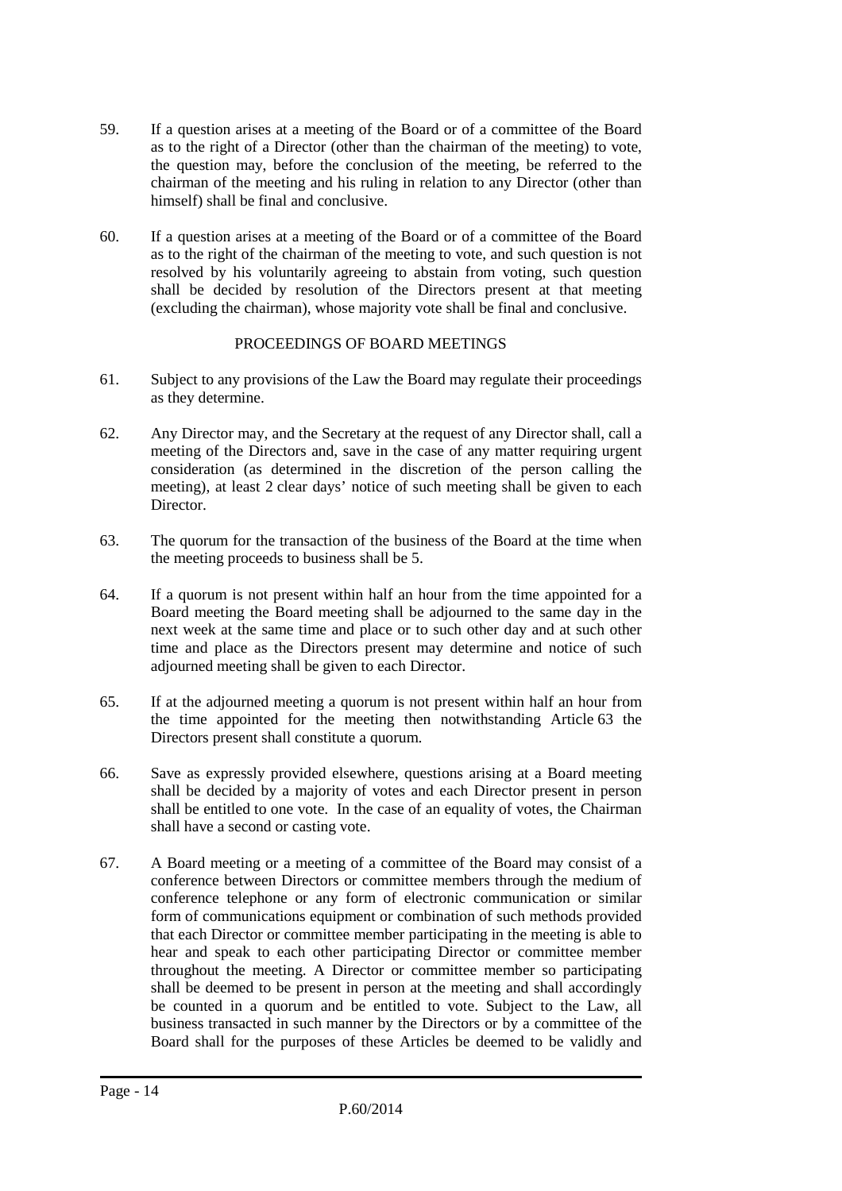59. If a question arises at a meeting of the Board or of a committee of the Board as to the right of a Director (other than the chairman of the meeting) to vote, the question may, before the conclusion of the meeting, be referred to the chairman of the meeting and his ruling in relation to any Director (other than himself) shall be final and conclusive.

60. If a question arises at a meeting of the Board or of a committee of the Board as to the right of the chairman of the meeting to vote, and such question is not resolved by his voluntarily agreeing to abstain from voting, such question shall be decided by resolution of the Directors present at that meeting (excluding the chairman), whose majority vote shall be final and conclusive.

## PROCEEDINGS OF BOARD MEETINGS

61. Subject to any provisions of the Law the Board may regulate their proceedings as they determine.

62. Any Director may, and the Secretary at the request of any Director shall, call a meeting of the Directors and, save in the case of any matter requiring urgent consideration (as determined in the discretion of the person calling the meeting), at least 2 clear days' notice of such meeting shall be given to each Director.

63. The quorum for the transaction of the business of the Board at the time when the meeting proceeds to business shall be 5.

64. If a quorum is not present within half an hour from the time appointed for a Board meeting the Board meeting shall be adjourned to the same day in the next week at the same time and place or to such other day and at such other time and place as the Directors present may determine and notice of such adjourned meeting shall be given to each Director.

65. If at the adjourned meeting a quorum is not present within half an hour from the time appointed for the meeting then notwithstanding Article 63 the Directors present shall constitute a quorum.

66. Save as expressly provided elsewhere, questions arising at a Board meeting shall be decided by a majority of votes and each Director present in person shall be entitled to one vote. In the case of an equality of votes, the Chairman shall have a second or casting vote.

67. A Board meeting or a meeting of a committee of the Board may consist of a conference between Directors or committee members through the medium of conference telephone or any form of electronic communication or similar form of communications equipment or combination of such methods provided that each Director or committee member participating in the meeting is able to hear and speak to each other participating Director or committee member throughout the meeting. A Director or committee member so participating shall be deemed to be present in person at the meeting and shall accordingly be counted in a quorum and be entitled to vote. Subject to the Law, all business transacted in such manner by the Directors or by a committee of the Board shall for the purposes of these Articles be deemed to be validly and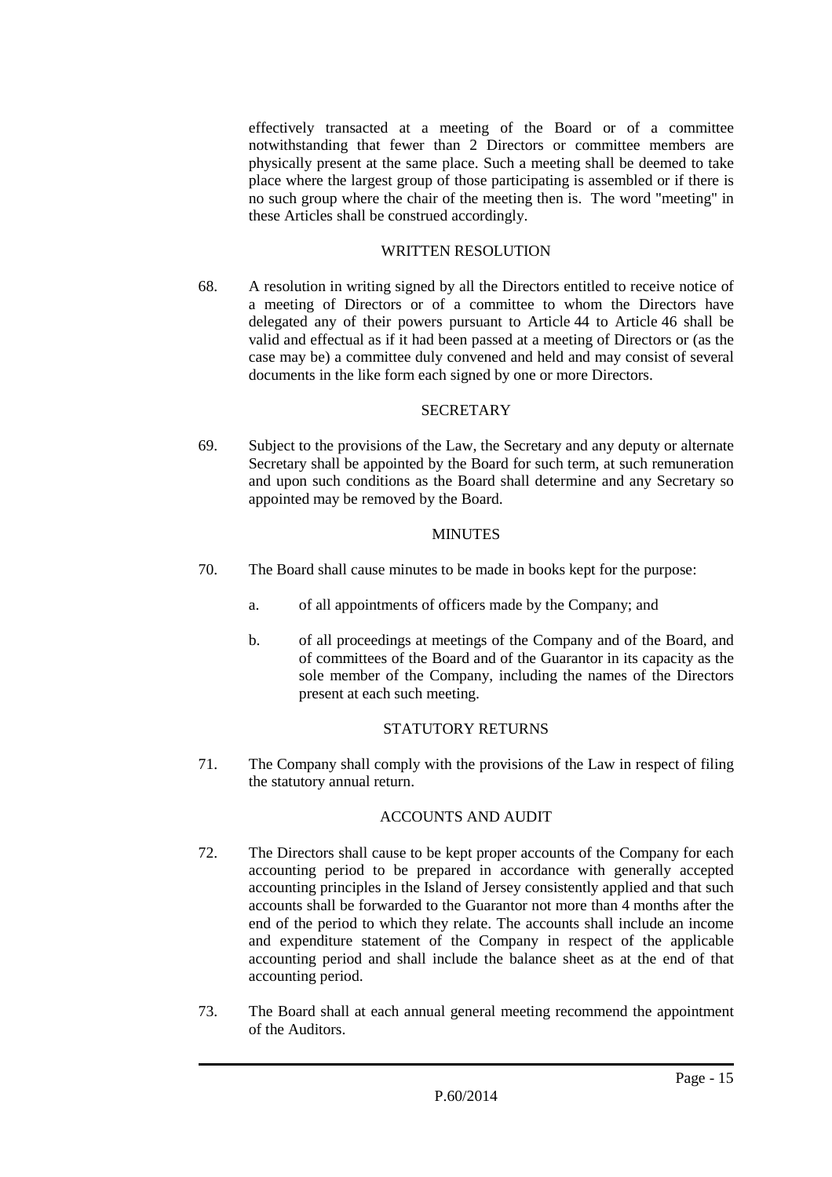effectively transacted at a meeting of the Board or of a committee notwithstanding that fewer than 2 Directors or committee members are physically present at the same place. Such a meeting shall be deemed to take place where the largest group of those participating is assembled or if there is no such group where the chair of the meeting then is. The word "meeting" in these Articles shall be construed accordingly.

## WRITTEN RESOLUTION

68. A resolution in writing signed by all the Directors entitled to receive notice of a meeting of Directors or of a committee to whom the Directors have delegated any of their powers pursuant to Article 44 to Article 46 shall be valid and effectual as if it had been passed at a meeting of Directors or (as the case may be) a committee duly convened and held and may consist of several documents in the like form each signed by one or more Directors.

## SECRETARY

69. Subject to the provisions of the Law, the Secretary and any deputy or alternate Secretary shall be appointed by the Board for such term, at such remuneration and upon such conditions as the Board shall determine and any Secretary so appointed may be removed by the Board.

## MINUTES

70. The Board shall cause minutes to be made in books kept for the purpose:

    a. of all appointments of officers made by the Company; and

    b. of all proceedings at meetings of the Company and of the Board, and of committees of the Board and of the Guarantor in its capacity as the sole member of the Company, including the names of the Directors present at each such meeting.

## STATUTORY RETURNS

71. The Company shall comply with the provisions of the Law in respect of filing the statutory annual return.

## ACCOUNTS AND AUDIT

72. The Directors shall cause to be kept proper accounts of the Company for each accounting period to be prepared in accordance with generally accepted accounting principles in the Island of Jersey consistently applied and that such accounts shall be forwarded to the Guarantor not more than 4 months after the end of the period to which they relate. The accounts shall include an income and expenditure statement of the Company in respect of the applicable accounting period and shall include the balance sheet as at the end of that accounting period.

73. The Board shall at each annual general meeting recommend the appointment of the Auditors.

P.60/2014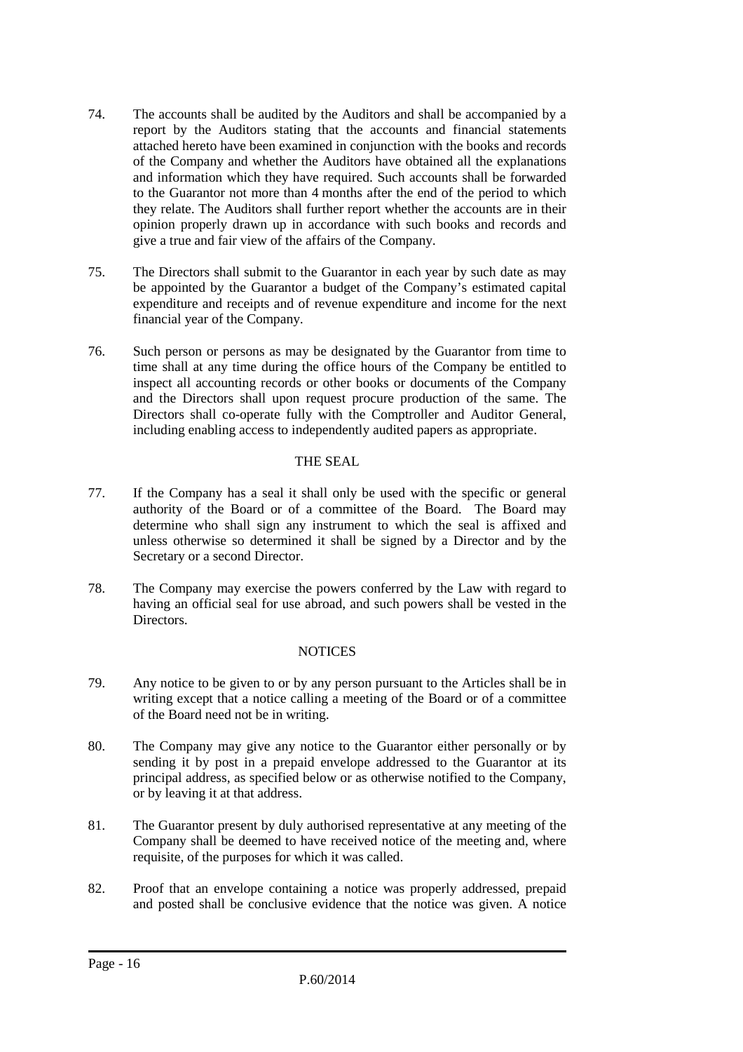74. The accounts shall be audited by the Auditors and shall be accompanied by a report by the Auditors stating that the accounts and financial statements attached hereto have been examined in conjunction with the books and records of the Company and whether the Auditors have obtained all the explanations and information which they have required. Such accounts shall be forwarded to the Guarantor not more than 4 months after the end of the period to which they relate. The Auditors shall further report whether the accounts are in their opinion properly drawn up in accordance with such books and records and give a true and fair view of the affairs of the Company.

75. The Directors shall submit to the Guarantor in each year by such date as may be appointed by the Guarantor a budget of the Company's estimated capital expenditure and receipts and of revenue expenditure and income for the next financial year of the Company.

76. Such person or persons as may be designated by the Guarantor from time to time shall at any time during the office hours of the Company be entitled to inspect all accounting records or other books or documents of the Company and the Directors shall upon request procure production of the same. The Directors shall co-operate fully with the Comptroller and Auditor General, including enabling access to independently audited papers as appropriate.

## THE SEAL

77. If the Company has a seal it shall only be used with the specific or general authority of the Board or of a committee of the Board. The Board may determine who shall sign any instrument to which the seal is affixed and unless otherwise so determined it shall be signed by a Director and by the Secretary or a second Director.

78. The Company may exercise the powers conferred by the Law with regard to having an official seal for use abroad, and such powers shall be vested in the Directors.

## NOTICES

79. Any notice to be given to or by any person pursuant to the Articles shall be in writing except that a notice calling a meeting of the Board or of a committee of the Board need not be in writing.

80. The Company may give any notice to the Guarantor either personally or by sending it by post in a prepaid envelope addressed to the Guarantor at its principal address, as specified below or as otherwise notified to the Company, or by leaving it at that address.

81. The Guarantor present by duly authorised representative at any meeting of the Company shall be deemed to have received notice of the meeting and, where requisite, of the purposes for which it was called.

82. Proof that an envelope containing a notice was properly addressed, prepaid and posted shall be conclusive evidence that the notice was given. A notice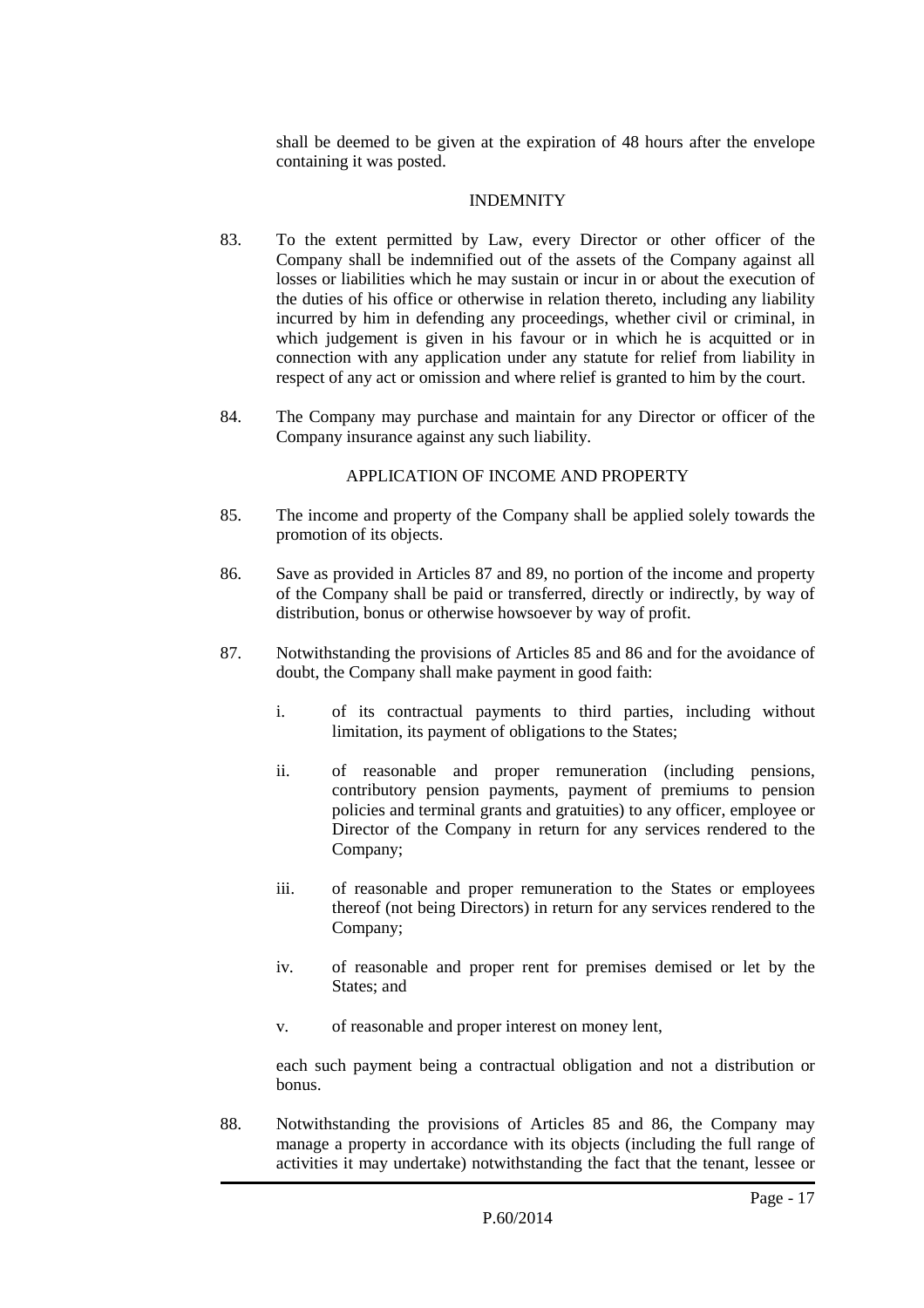shall be deemed to be given at the expiration of 48 hours after the envelope containing it was posted.

## INDEMNITY

83. To the extent permitted by Law, every Director or other officer of the Company shall be indemnified out of the assets of the Company against all losses or liabilities which he may sustain or incur in or about the execution of the duties of his office or otherwise in relation thereto, including any liability incurred by him in defending any proceedings, whether civil or criminal, in which judgement is given in his favour or in which he is acquitted or in connection with any application under any statute for relief from liability in respect of any act or omission and where relief is granted to him by the court.

84. The Company may purchase and maintain for any Director or officer of the Company insurance against any such liability.

## APPLICATION OF INCOME AND PROPERTY

85. The income and property of the Company shall be applied solely towards the promotion of its objects.

86. Save as provided in Articles 87 and 89, no portion of the income and property of the Company shall be paid or transferred, directly or indirectly, by way of distribution, bonus or otherwise howsoever by way of profit.

87. Notwithstanding the provisions of Articles 85 and 86 and for the avoidance of doubt, the Company shall make payment in good faith:

    i. of its contractual payments to third parties, including without limitation, its payment of obligations to the States;

    ii. of reasonable and proper remuneration (including pensions, contributory pension payments, payment of premiums to pension policies and terminal grants and gratuities) to any officer, employee or Director of the Company in return for any services rendered to the Company;

    iii. of reasonable and proper remuneration to the States or employees thereof (not being Directors) in return for any services rendered to the Company;

    iv. of reasonable and proper rent for premises demised or let by the States; and

    v. of reasonable and proper interest on money lent,

    each such payment being a contractual obligation and not a distribution or bonus.

88. Notwithstanding the provisions of Articles 85 and 86, the Company may manage a property in accordance with its objects (including the full range of activities it may undertake) notwithstanding the fact that the tenant, lessee or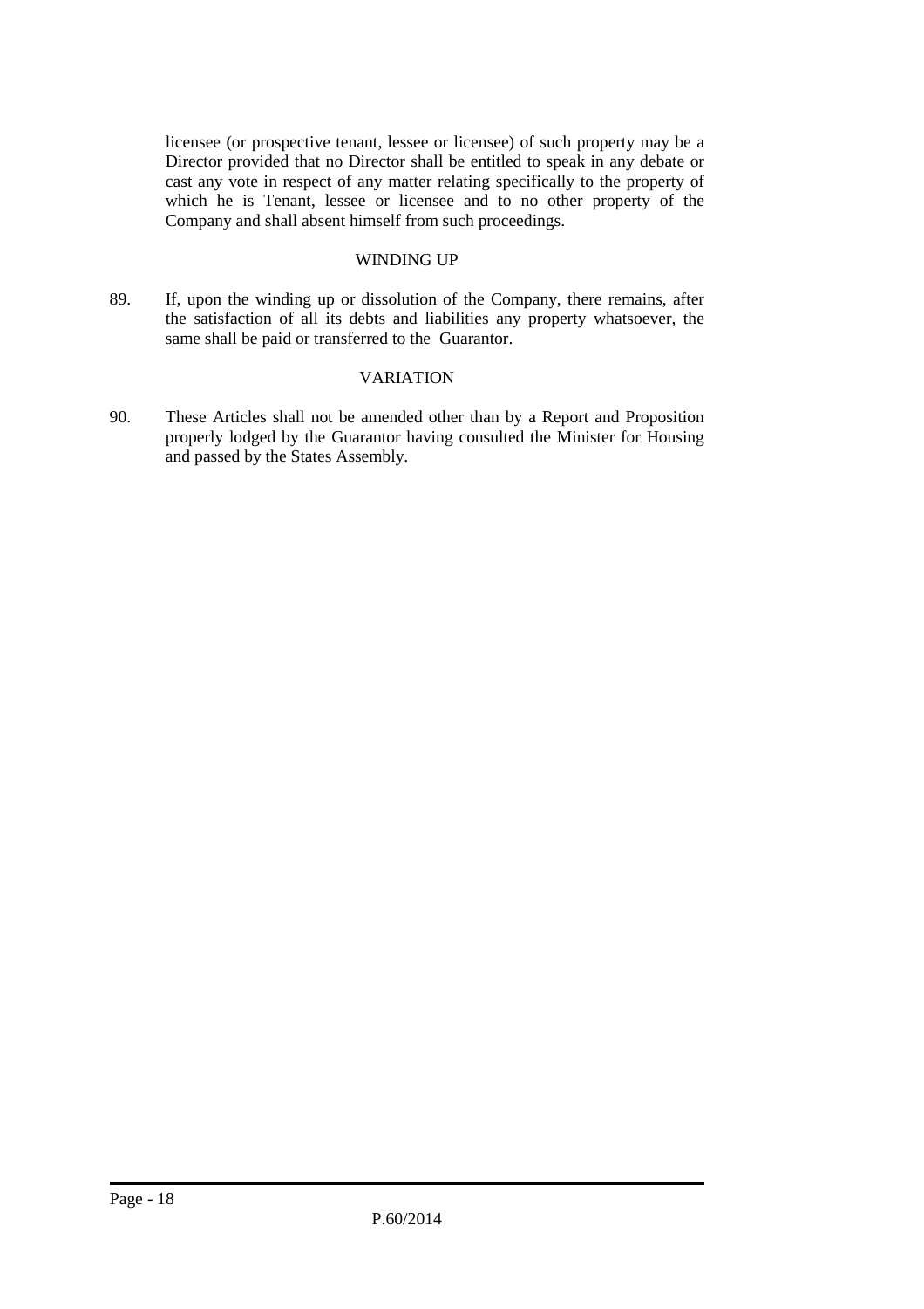licensee (or prospective tenant, lessee or licensee) of such property may be a Director provided that no Director shall be entitled to speak in any debate or cast any vote in respect of any matter relating specifically to the property of which he is Tenant, lessee or licensee and to no other property of the Company and shall absent himself from such proceedings.

WINDING UP

89. If, upon the winding up or dissolution of the Company, there remains, after the satisfaction of all its debts and liabilities any property whatsoever, the same shall be paid or transferred to the Guarantor.

VARIATION

90. These Articles shall not be amended other than by a Report and Proposition properly lodged by the Guarantor having consulted the Minister for Housing and passed by the States Assembly.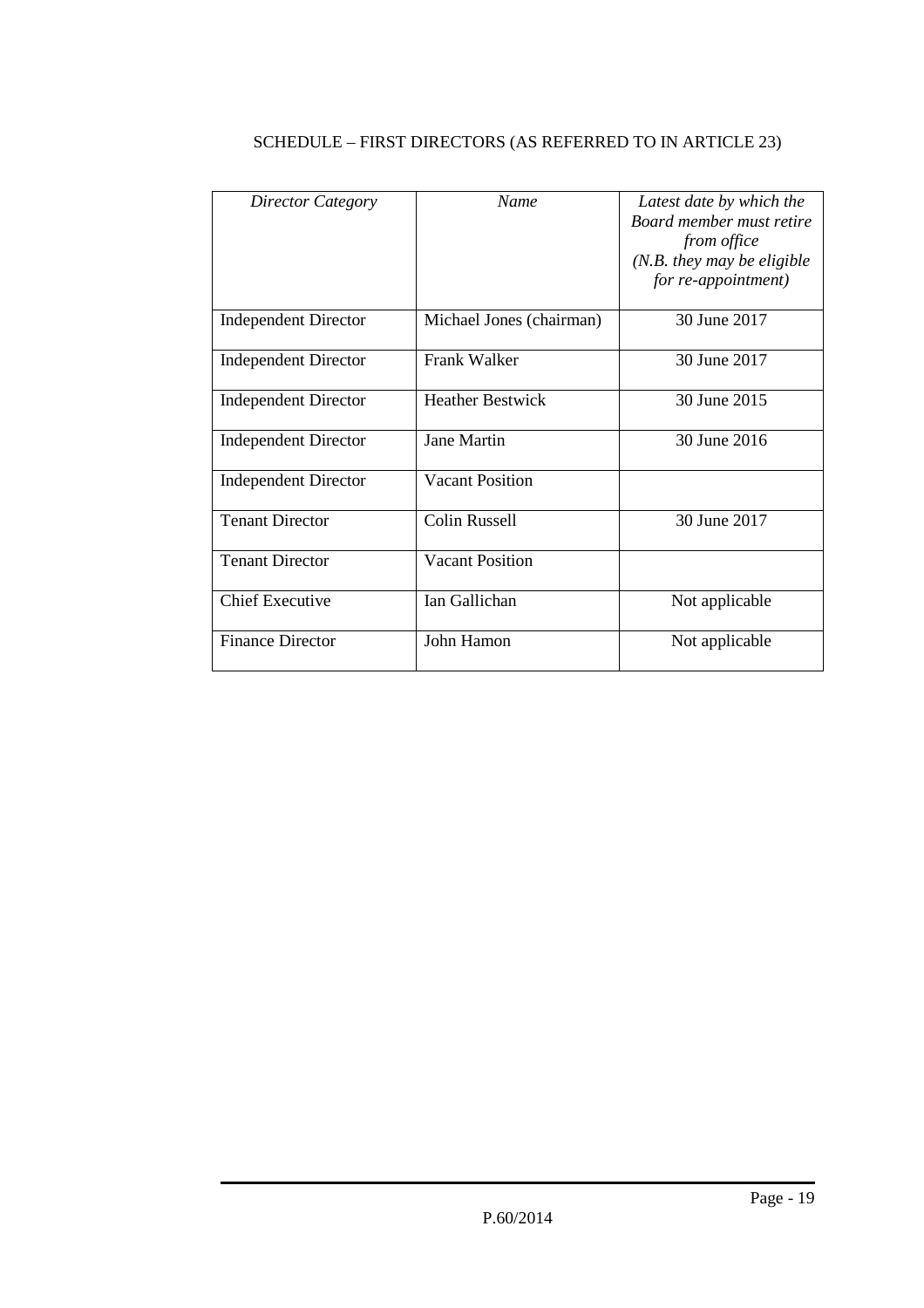SCHEDULE – FIRST DIRECTORS (AS REFERRED TO IN ARTICLE 23)

| *Director Category* | *Name* | *Latest date by which the Board member must retire from office (N.B. they may be eligible for re-appointment)* |
|---|---|---|
| Independent Director | Michael Jones (chairman) | 30 June 2017 |
| Independent Director | Frank Walker | 30 June 2017 |
| Independent Director | Heather Bestwick | 30 June 2015 |
| Independent Director | Jane Martin | 30 June 2016 |
| Independent Director | Vacant Position | |
| Tenant Director | Colin Russell | 30 June 2017 |
| Tenant Director | Vacant Position | |
| Chief Executive | Ian Gallichan | Not applicable |
| Finance Director | John Hamon | Not applicable |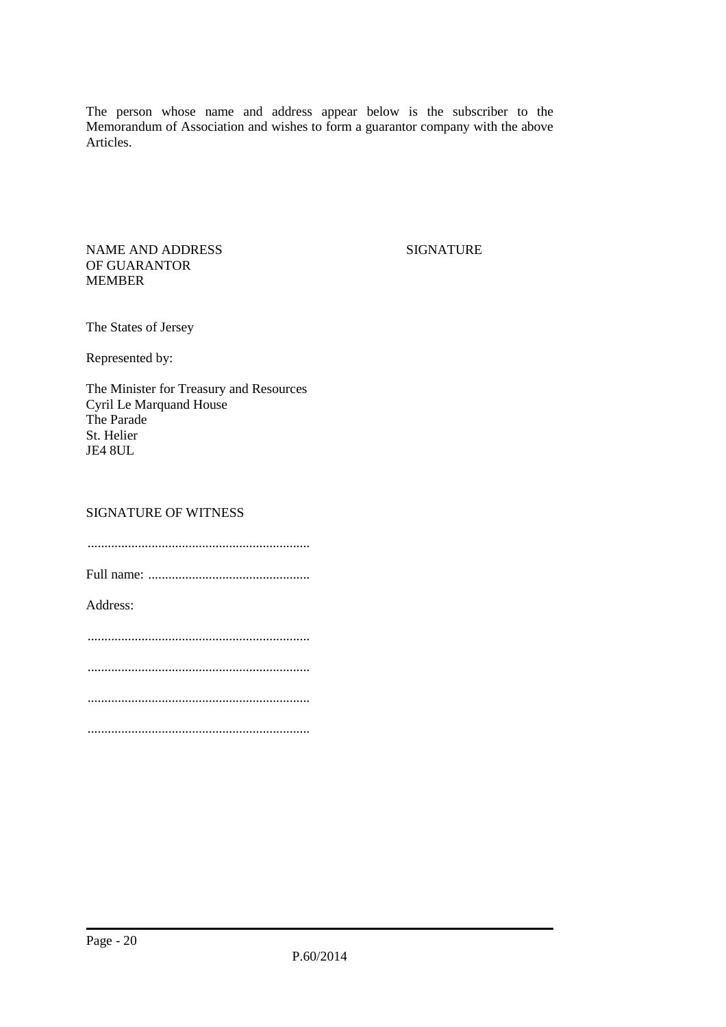The person whose name and address appear below is the subscriber to the Memorandum of Association and wishes to form a guarantor company with the above Articles.

| NAME AND ADDRESS OF GUARANTOR MEMBER | SIGNATURE |
|---|---|
| The States of Jersey<br><br>Represented by:<br><br>The Minister for Treasury and Resources<br>Cyril Le Marquand House<br>The Parade<br>St. Helier<br>JE4 8UL | |

SIGNATURE OF WITNESS

..................................................................

Full name: ................................................

Address:

..................................................................

..................................................................

..................................................................

..................................................................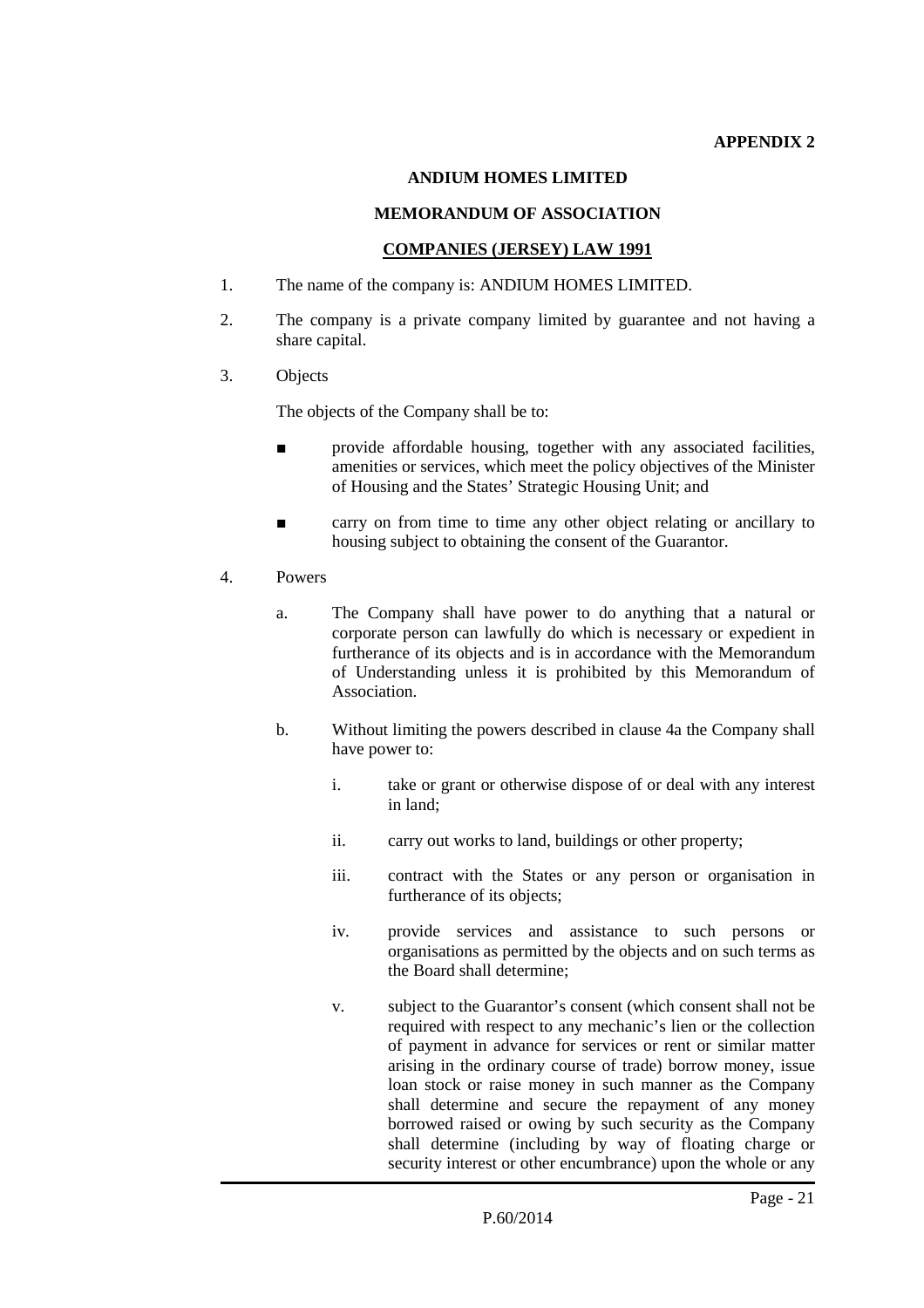**APPENDIX 2**

**ANDIUM HOMES LIMITED**

**MEMORANDUM OF ASSOCIATION**

**COMPANIES (JERSEY) LAW 1991**

1. The name of the company is: ANDIUM HOMES LIMITED.

2. The company is a private company limited by guarantee and not having a share capital.

3. Objects

   The objects of the Company shall be to:

   - provide affordable housing, together with any associated facilities, amenities or services, which meet the policy objectives of the Minister of Housing and the States' Strategic Housing Unit; and

   - carry on from time to time any other object relating or ancillary to housing subject to obtaining the consent of the Guarantor.

4. Powers

   a. The Company shall have power to do anything that a natural or corporate person can lawfully do which is necessary or expedient in furtherance of its objects and is in accordance with the Memorandum of Understanding unless it is prohibited by this Memorandum of Association.

   b. Without limiting the powers described in clause 4a the Company shall have power to:

      i. take or grant or otherwise dispose of or deal with any interest in land;

      ii. carry out works to land, buildings or other property;

      iii. contract with the States or any person or organisation in furtherance of its objects;

      iv. provide services and assistance to such persons or organisations as permitted by the objects and on such terms as the Board shall determine;

      v. subject to the Guarantor's consent (which consent shall not be required with respect to any mechanic's lien or the collection of payment in advance for services or rent or similar matter arising in the ordinary course of trade) borrow money, issue loan stock or raise money in such manner as the Company shall determine and secure the repayment of any money borrowed raised or owing by such security as the Company shall determine (including by way of floating charge or security interest or other encumbrance) upon the whole or any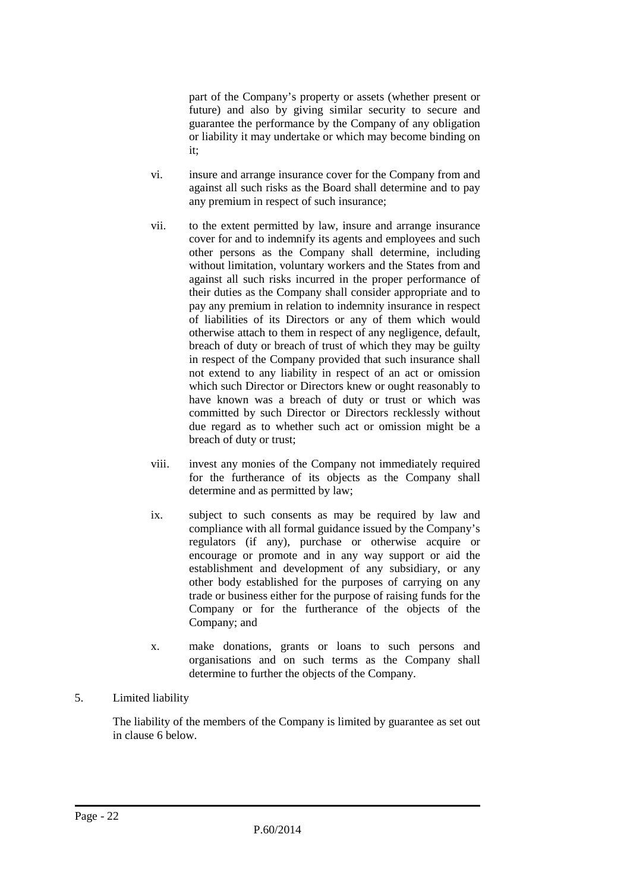part of the Company's property or assets (whether present or future) and also by giving similar security to secure and guarantee the performance by the Company of any obligation or liability it may undertake or which may become binding on it;

vi. insure and arrange insurance cover for the Company from and against all such risks as the Board shall determine and to pay any premium in respect of such insurance;

vii. to the extent permitted by law, insure and arrange insurance cover for and to indemnify its agents and employees and such other persons as the Company shall determine, including without limitation, voluntary workers and the States from and against all such risks incurred in the proper performance of their duties as the Company shall consider appropriate and to pay any premium in relation to indemnity insurance in respect of liabilities of its Directors or any of them which would otherwise attach to them in respect of any negligence, default, breach of duty or breach of trust of which they may be guilty in respect of the Company provided that such insurance shall not extend to any liability in respect of an act or omission which such Director or Directors knew or ought reasonably to have known was a breach of duty or trust or which was committed by such Director or Directors recklessly without due regard as to whether such act or omission might be a breach of duty or trust;

viii. invest any monies of the Company not immediately required for the furtherance of its objects as the Company shall determine and as permitted by law;

ix. subject to such consents as may be required by law and compliance with all formal guidance issued by the Company's regulators (if any), purchase or otherwise acquire or encourage or promote and in any way support or aid the establishment and development of any subsidiary, or any other body established for the purposes of carrying on any trade or business either for the purpose of raising funds for the Company or for the furtherance of the objects of the Company; and

x. make donations, grants or loans to such persons and organisations and on such terms as the Company shall determine to further the objects of the Company.

5. Limited liability

The liability of the members of the Company is limited by guarantee as set out in clause 6 below.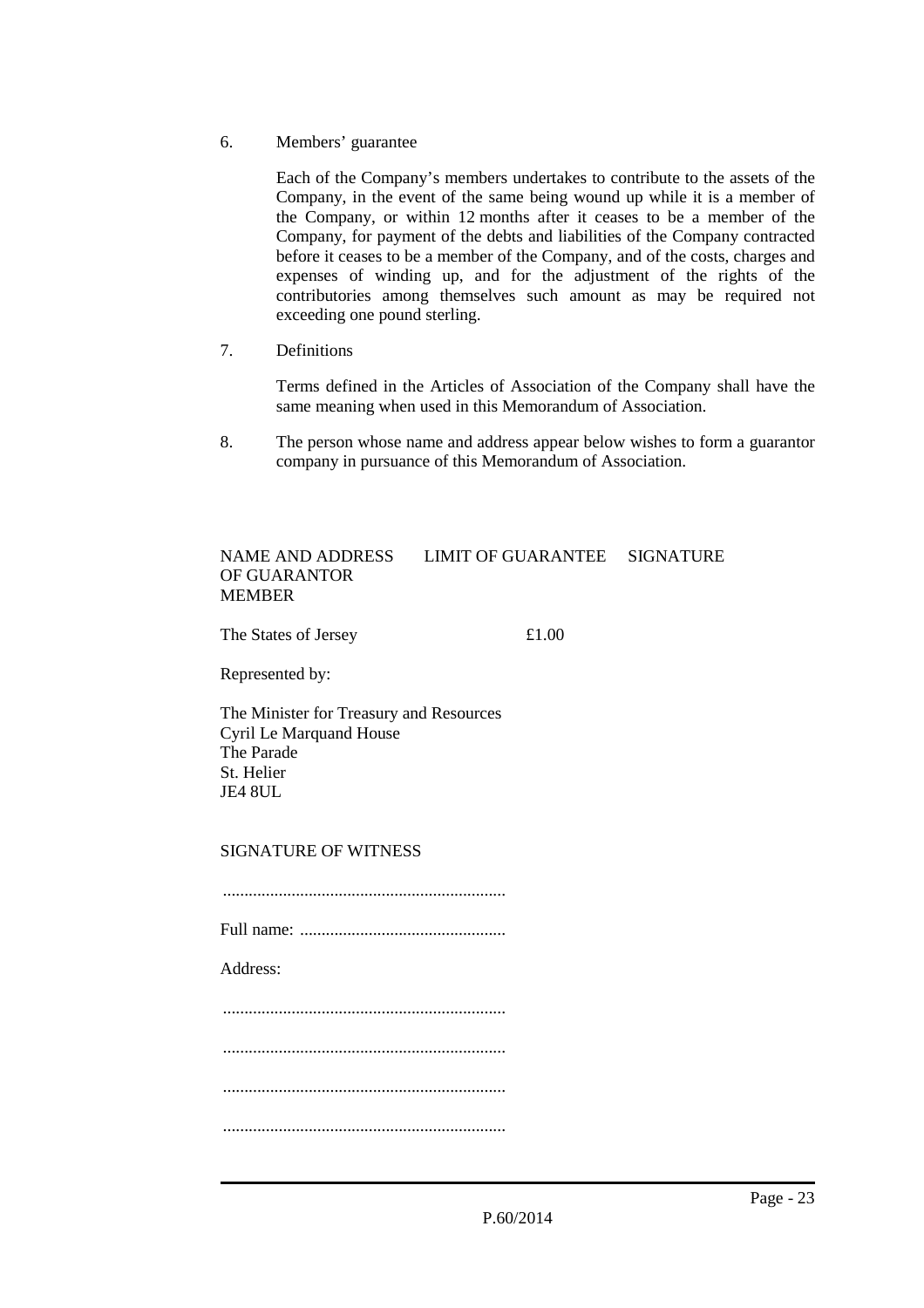6. Members' guarantee

   Each of the Company's members undertakes to contribute to the assets of the Company, in the event of the same being wound up while it is a member of the Company, or within 12 months after it ceases to be a member of the Company, for payment of the debts and liabilities of the Company contracted before it ceases to be a member of the Company, and of the costs, charges and expenses of winding up, and for the adjustment of the rights of the contributories among themselves such amount as may be required not exceeding one pound sterling.

7. Definitions

   Terms defined in the Articles of Association of the Company shall have the same meaning when used in this Memorandum of Association.

8. The person whose name and address appear below wishes to form a guarantor company in pursuance of this Memorandum of Association.

| NAME AND ADDRESS OF GUARANTOR MEMBER | LIMIT OF GUARANTEE | SIGNATURE |
|---|---|---|
| The States of Jersey | £1.00 | |

Represented by:

The Minister for Treasury and Resources
Cyril Le Marquand House
The Parade
St. Helier
JE4 8UL

SIGNATURE OF WITNESS

.................................................................

Full name: ................................................

Address:

.................................................................

.................................................................

.................................................................

.................................................................